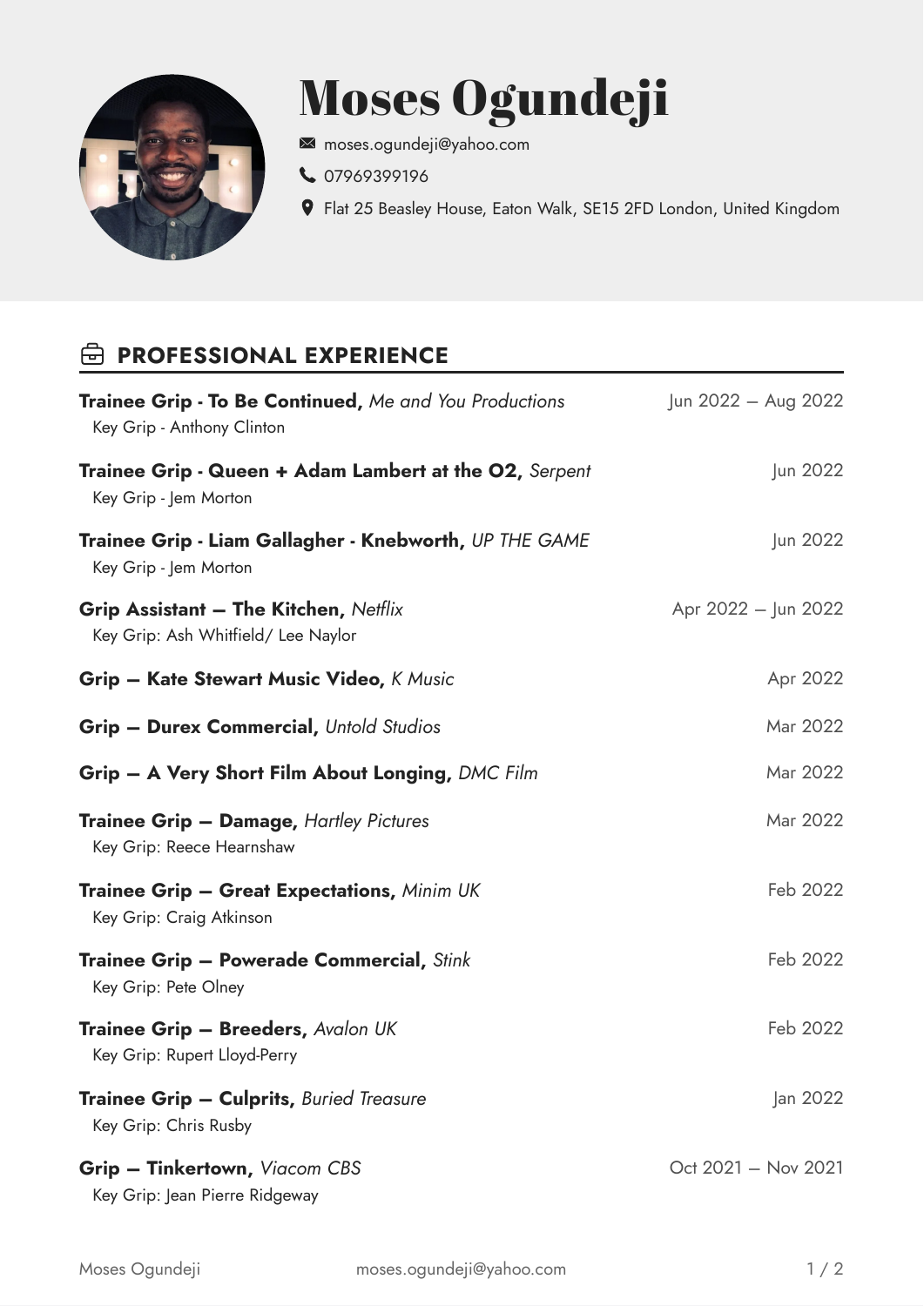# Moses Ogundeji

moses.ogundeji@yahoo.com

07969399196

Flat 25 Beasley House, Eaton Walk, SE15 2FD London, United Kingdom

## PROFESSIONAL EXPERIENCE

**Trainee Grip - To Be Continued,** *Me and You Productions* — Jun 2022 – Aug 2022
Key Grip - Anthony Clinton

**Trainee Grip - Queen + Adam Lambert at the O2,** *Serpent* — Jun 2022
Key Grip - Jem Morton

**Trainee Grip - Liam Gallagher - Knebworth,** *UP THE GAME* — Jun 2022
Key Grip - Jem Morton

**Grip Assistant – The Kitchen,** *Netflix* — Apr 2022 – Jun 2022
Key Grip: Ash Whitfield/ Lee Naylor

**Grip – Kate Stewart Music Video,** *K Music* — Apr 2022

**Grip – Durex Commercial,** *Untold Studios* — Mar 2022

**Grip – A Very Short Film About Longing,** *DMC Film* — Mar 2022

**Trainee Grip – Damage,** *Hartley Pictures* — Mar 2022
Key Grip: Reece Hearnshaw

**Trainee Grip – Great Expectations,** *Minim UK* — Feb 2022
Key Grip: Craig Atkinson

**Trainee Grip – Powerade Commercial,** *Stink* — Feb 2022
Key Grip: Pete Olney

**Trainee Grip – Breeders,** *Avalon UK* — Feb 2022
Key Grip: Rupert Lloyd-Perry

**Trainee Grip – Culprits,** *Buried Treasure* — Jan 2022
Key Grip: Chris Rusby

**Grip – Tinkertown,** *Viacom CBS* — Oct 2021 – Nov 2021
Key Grip: Jean Pierre Ridgeway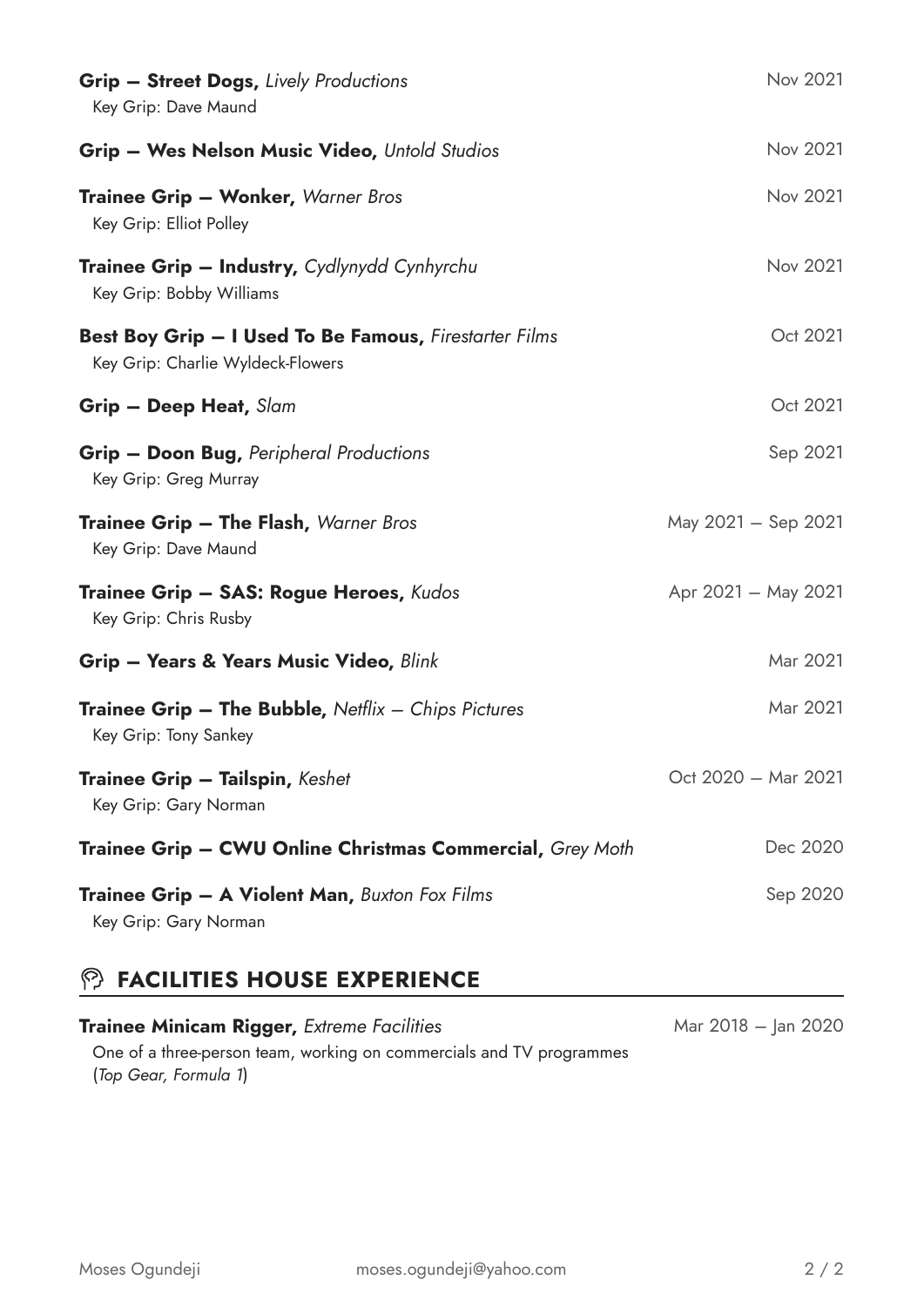**Grip – Street Dogs,** *Lively Productions* — Nov 2021
Key Grip: Dave Maund

**Grip – Wes Nelson Music Video,** *Untold Studios* — Nov 2021

**Trainee Grip – Wonker,** *Warner Bros* — Nov 2021
Key Grip: Elliot Polley

**Trainee Grip – Industry,** *Cydlynydd Cynhyrchu* — Nov 2021
Key Grip: Bobby Williams

**Best Boy Grip – I Used To Be Famous,** *Firestarter Films* — Oct 2021
Key Grip: Charlie Wyldeck-Flowers

**Grip – Deep Heat,** *Slam* — Oct 2021

**Grip – Doon Bug,** *Peripheral Productions* — Sep 2021
Key Grip: Greg Murray

**Trainee Grip – The Flash,** *Warner Bros* — May 2021 – Sep 2021
Key Grip: Dave Maund

**Trainee Grip – SAS: Rogue Heroes,** *Kudos* — Apr 2021 – May 2021
Key Grip: Chris Rusby

**Grip – Years & Years Music Video,** *Blink* — Mar 2021

**Trainee Grip – The Bubble,** *Netflix – Chips Pictures* — Mar 2021
Key Grip: Tony Sankey

**Trainee Grip – Tailspin,** *Keshet* — Oct 2020 – Mar 2021
Key Grip: Gary Norman

**Trainee Grip – CWU Online Christmas Commercial,** *Grey Moth* — Dec 2020

**Trainee Grip – A Violent Man,** *Buxton Fox Films* — Sep 2020
Key Grip: Gary Norman

## FACILITIES HOUSE EXPERIENCE

**Trainee Minicam Rigger,** *Extreme Facilities* — Mar 2018 – Jan 2020
One of a three-person team, working on commercials and TV programmes (*Top Gear, Formula 1*)